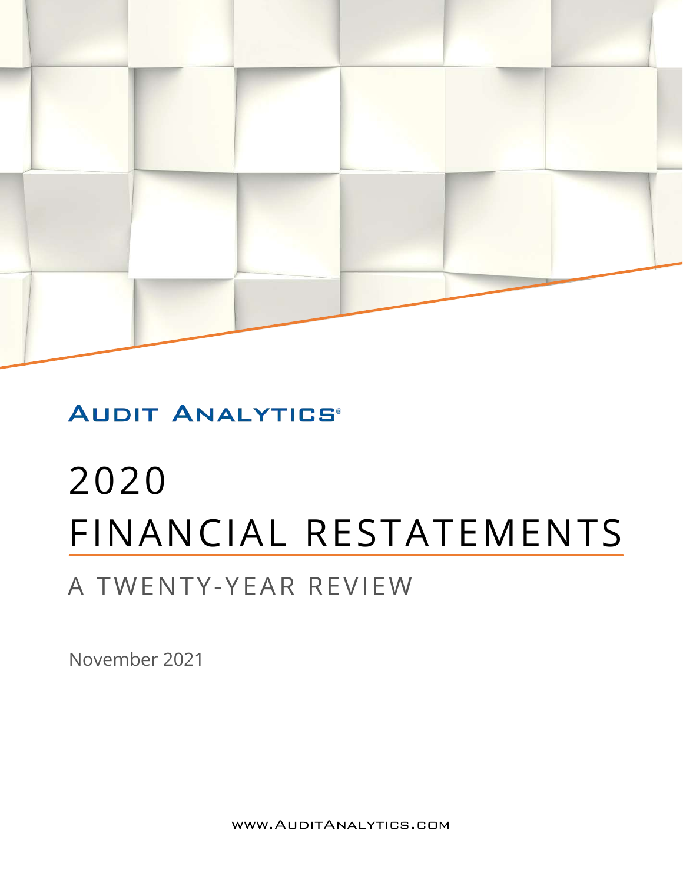AUDIT ANALYTICS®

# 2020 FINANCIAL RESTATEMENTS

## A TWENTY-YEAR REVIEW

November 2021

www.AuditAnalytics.com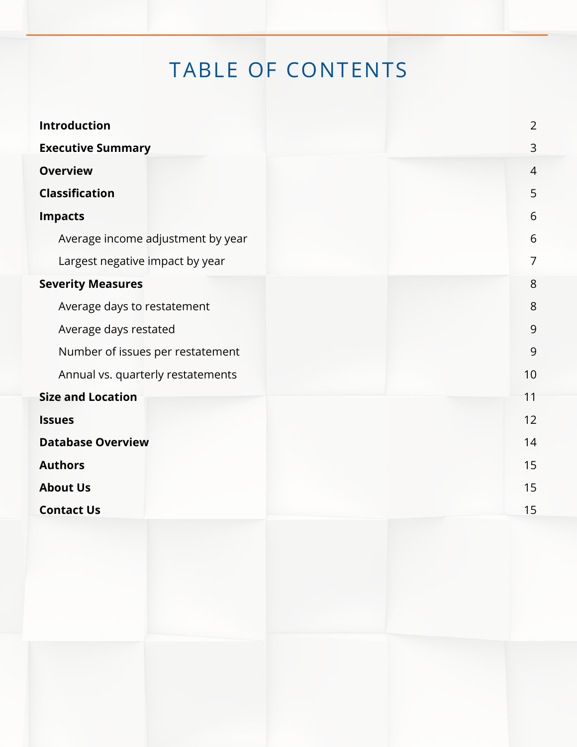# TABLE OF CONTENTS

| | |
|---|---|
| **Introduction** | 2 |
| **Executive Summary** | 3 |
| **Overview** | 4 |
| **Classification** | 5 |
| **Impacts** | 6 |
| Average income adjustment by year | 6 |
| Largest negative impact by year | 7 |
| **Severity Measures** | 8 |
| Average days to restatement | 8 |
| Average days restated | 9 |
| Number of issues per restatement | 9 |
| Annual vs. quarterly restatements | 10 |
| **Size and Location** | 11 |
| **Issues** | 12 |
| **Database Overview** | 14 |
| **Authors** | 15 |
| **About Us** | 15 |
| **Contact Us** | 15 |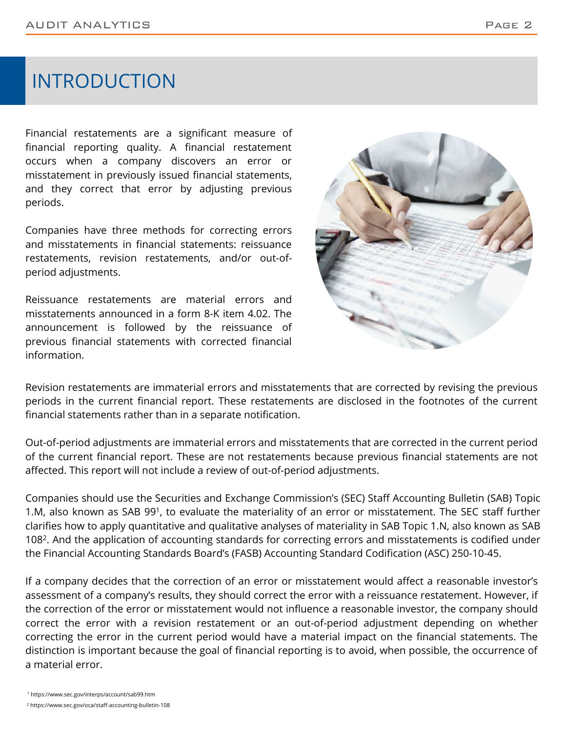# INTRODUCTION

Financial restatements are a significant measure of financial reporting quality. A financial restatement occurs when a company discovers an error or misstatement in previously issued financial statements, and they correct that error by adjusting previous periods.

Companies have three methods for correcting errors and misstatements in financial statements: reissuance restatements, revision restatements, and/or out-of-period adjustments.

Reissuance restatements are material errors and misstatements announced in a form 8-K item 4.02. The announcement is followed by the reissuance of previous financial statements with corrected financial information.

Revision restatements are immaterial errors and misstatements that are corrected by revising the previous periods in the current financial report. These restatements are disclosed in the footnotes of the current financial statements rather than in a separate notification.

Out-of-period adjustments are immaterial errors and misstatements that are corrected in the current period of the current financial report. These are not restatements because previous financial statements are not affected. This report will not include a review of out-of-period adjustments.

Companies should use the Securities and Exchange Commission's (SEC) Staff Accounting Bulletin (SAB) Topic 1.M, also known as SAB 99[1], to evaluate the materiality of an error or misstatement. The SEC staff further clarifies how to apply quantitative and qualitative analyses of materiality in SAB Topic 1.N, also known as SAB 108[2]. And the application of accounting standards for correcting errors and misstatements is codified under the Financial Accounting Standards Board's (FASB) Accounting Standard Codification (ASC) 250-10-45.

If a company decides that the correction of an error or misstatement would affect a reasonable investor's assessment of a company's results, they should correct the error with a reissuance restatement. However, if the correction of the error or misstatement would not influence a reasonable investor, the company should correct the error with a revision restatement or an out-of-period adjustment depending on whether correcting the error in the current period would have a material impact on the financial statements. The distinction is important because the goal of financial reporting is to avoid, when possible, the occurrence of a material error.

[1] https://www.sec.gov/interps/account/sab99.htm

[2] https://www.sec.gov/oca/staff-accounting-bulletin-108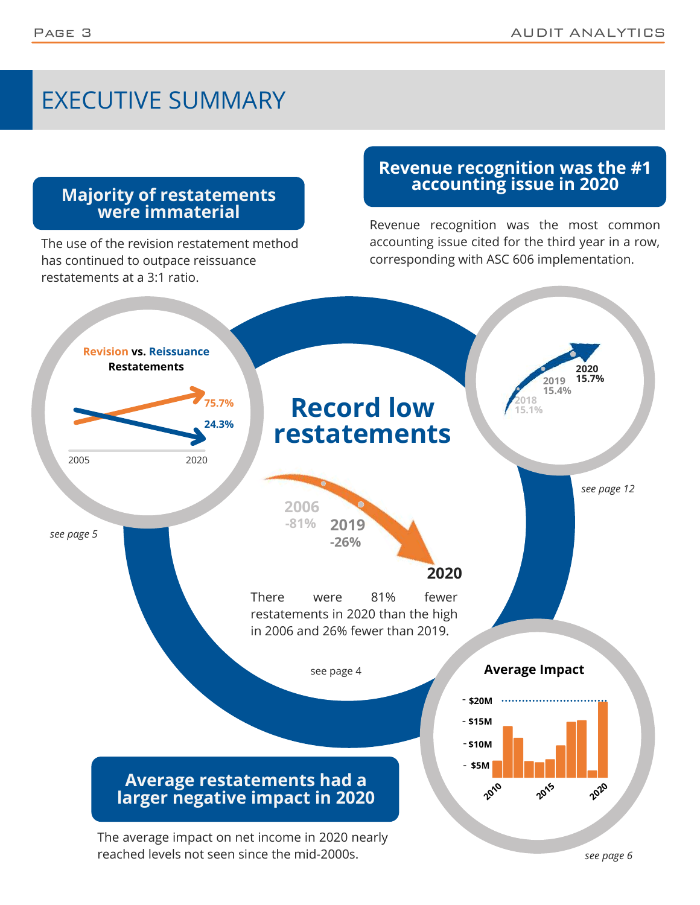# EXECUTIVE SUMMARY

## Majority of restatements were immaterial

The use of the revision restatement method has continued to outpace reissuance restatements at a 3:1 ratio.

**Revision vs. Reissuance Restatements**

75.7%

24.3%

2005 2020

*see page 5*

## Revenue recognition was the #1 accounting issue in 2020

Revenue recognition was the most common accounting issue cited for the third year in a row, corresponding with ASC 606 implementation.

2018 15.1%

2019 15.4%

2020 15.7%

*see page 12*

## Record low restatements

2006 -81%

2019 -26%

2020

There were 81% fewer restatements in 2020 than the high in 2006 and 26% fewer than 2019.

see page 4

## Average restatements had a larger negative impact in 2020

The average impact on net income in 2020 nearly reached levels not seen since the mid-2000s.

**Average Impact**

$20M

$15M

$10M

$5M

2010 2015 2020

*see page 6*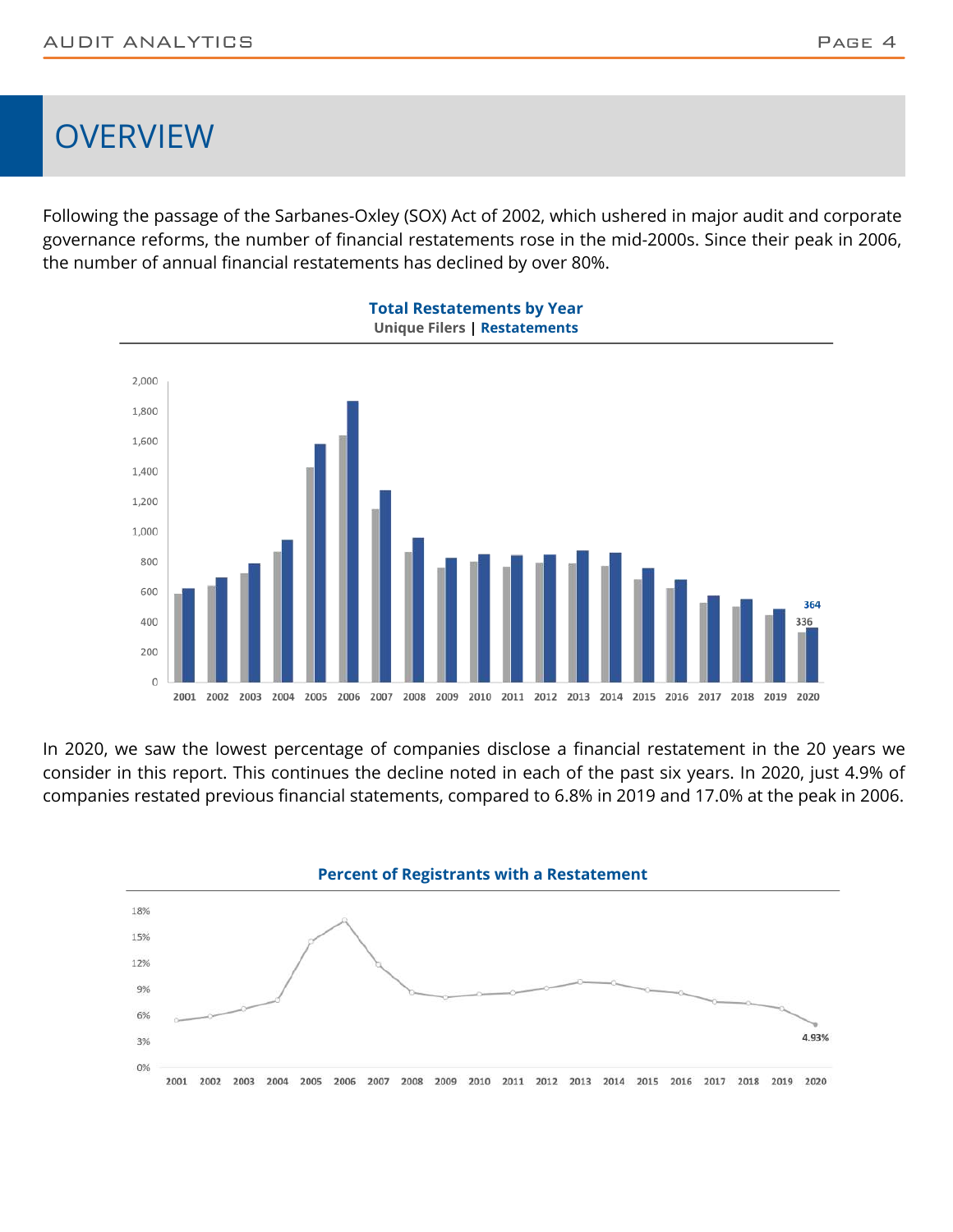# OVERVIEW

Following the passage of the Sarbanes-Oxley (SOX) Act of 2002, which ushered in major audit and corporate governance reforms, the number of financial restatements rose in the mid-2000s. Since their peak in 2006, the number of annual financial restatements has declined by over 80%.

**Total Restatements by Year**

**Unique Filers | Restatements**

In 2020, we saw the lowest percentage of companies disclose a financial restatement in the 20 years we consider in this report. This continues the decline noted in each of the past six years. In 2020, just 4.9% of companies restated previous financial statements, compared to 6.8% in 2019 and 17.0% at the peak in 2006.

**Percent of Registrants with a Restatement**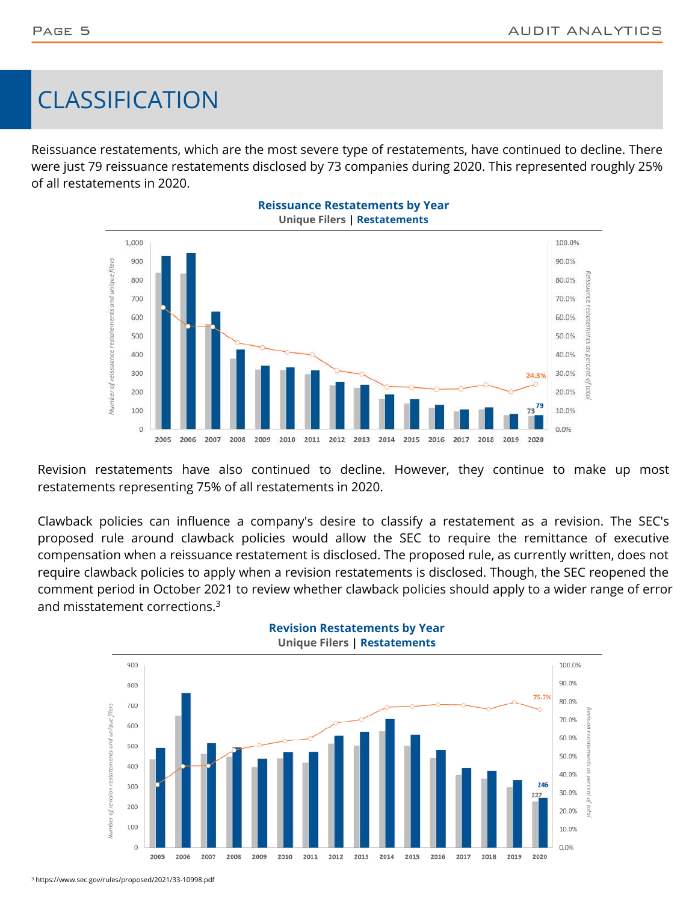# CLASSIFICATION

Reissuance restatements, which are the most severe type of restatements, have continued to decline. There were just 79 reissuance restatements disclosed by 73 companies during 2020. This represented roughly 25% of all restatements in 2020.

**Reissuance Restatements by Year**
**Unique Filers | Restatements**

Revision restatements have also continued to decline. However, they continue to make up most restatements representing 75% of all restatements in 2020.

Clawback policies can influence a company's desire to classify a restatement as a revision. The SEC's proposed rule around clawback policies would allow the SEC to require the remittance of executive compensation when a reissuance restatement is disclosed. The proposed rule, as currently written, does not require clawback policies to apply when a revision restatements is disclosed. Though, the SEC reopened the comment period in October 2021 to review whether clawback policies should apply to a wider range of error and misstatement corrections.[3]

**Revision Restatements by Year**
**Unique Filers | Restatements**

[3] https://www.sec.gov/rules/proposed/2021/33-10998.pdf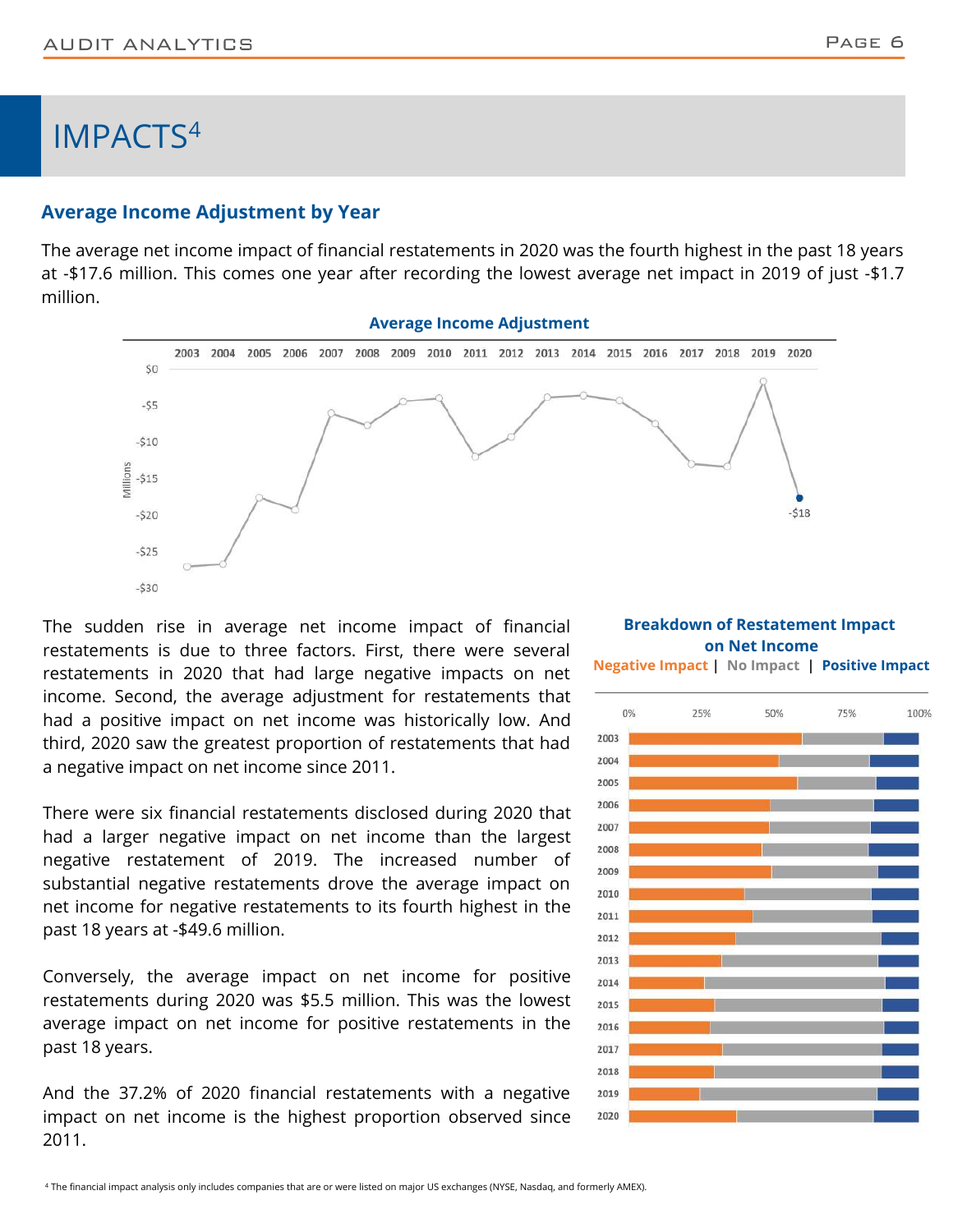# IMPACTS[4]

## Average Income Adjustment by Year

The average net income impact of financial restatements in 2020 was the fourth highest in the past 18 years at -$17.6 million. This comes one year after recording the lowest average net impact in 2019 of just -$1.7 million.

**Average Income Adjustment**

The sudden rise in average net income impact of financial restatements is due to three factors. First, there were several restatements in 2020 that had large negative impacts on net income. Second, the average adjustment for restatements that had a positive impact on net income was historically low. And third, 2020 saw the greatest proportion of restatements that had a negative impact on net income since 2011.

There were six financial restatements disclosed during 2020 that had a larger negative impact on net income than the largest negative restatement of 2019. The increased number of substantial negative restatements drove the average impact on net income for negative restatements to its fourth highest in the past 18 years at -$49.6 million.

Conversely, the average impact on net income for positive restatements during 2020 was $5.5 million. This was the lowest average impact on net income for positive restatements in the past 18 years.

And the 37.2% of 2020 financial restatements with a negative impact on net income is the highest proportion observed since 2011.

**Breakdown of Restatement Impact on Net Income**

Negative Impact | No Impact | Positive Impact

[4] The financial impact analysis only includes companies that are or were listed on major US exchanges (NYSE, Nasdaq, and formerly AMEX).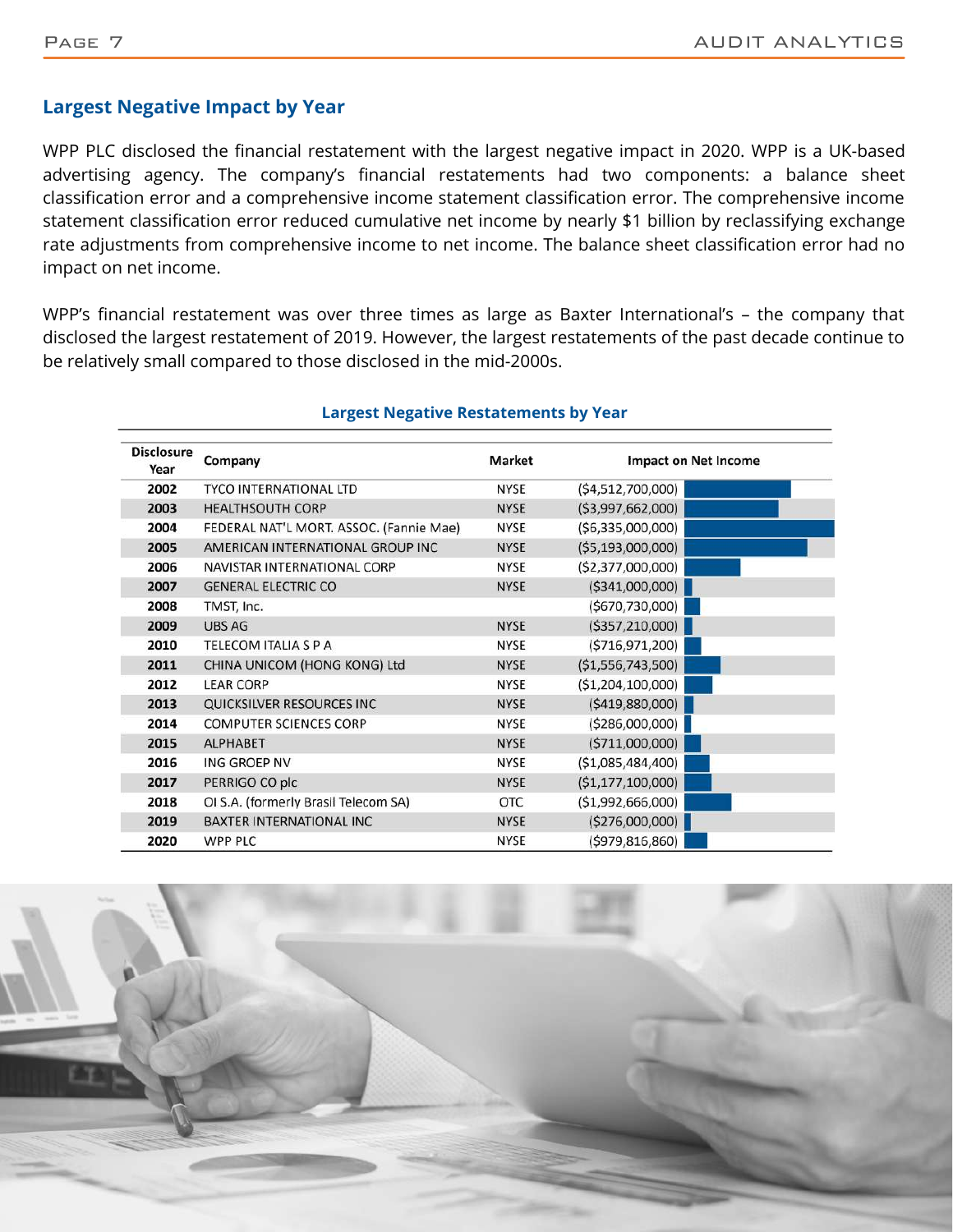## Largest Negative Impact by Year

WPP PLC disclosed the financial restatement with the largest negative impact in 2020. WPP is a UK-based advertising agency. The company's financial restatements had two components: a balance sheet classification error and a comprehensive income statement classification error. The comprehensive income statement classification error reduced cumulative net income by nearly $1 billion by reclassifying exchange rate adjustments from comprehensive income to net income. The balance sheet classification error had no impact on net income.

WPP's financial restatement was over three times as large as Baxter International's – the company that disclosed the largest restatement of 2019. However, the largest restatements of the past decade continue to be relatively small compared to those disclosed in the mid-2000s.

### Largest Negative Restatements by Year

| Disclosure Year | Company | Market | Impact on Net Income |
|---|---|---|---|
| 2002 | TYCO INTERNATIONAL LTD | NYSE | ($4,512,700,000) |
| 2003 | HEALTHSOUTH CORP | NYSE | ($3,997,662,000) |
| 2004 | FEDERAL NAT'L MORT. ASSOC. (Fannie Mae) | NYSE | ($6,335,000,000) |
| 2005 | AMERICAN INTERNATIONAL GROUP INC | NYSE | ($5,193,000,000) |
| 2006 | NAVISTAR INTERNATIONAL CORP | NYSE | ($2,377,000,000) |
| 2007 | GENERAL ELECTRIC CO | NYSE | ($341,000,000) |
| 2008 | TMST, Inc. | | ($670,730,000) |
| 2009 | UBS AG | NYSE | ($357,210,000) |
| 2010 | TELECOM ITALIA S P A | NYSE | ($716,971,200) |
| 2011 | CHINA UNICOM (HONG KONG) Ltd | NYSE | ($1,556,743,500) |
| 2012 | LEAR CORP | NYSE | ($1,204,100,000) |
| 2013 | QUICKSILVER RESOURCES INC | NYSE | ($419,880,000) |
| 2014 | COMPUTER SCIENCES CORP | NYSE | ($286,000,000) |
| 2015 | ALPHABET | NYSE | ($711,000,000) |
| 2016 | ING GROEP NV | NYSE | ($1,085,484,400) |
| 2017 | PERRIGO CO plc | NYSE | ($1,177,100,000) |
| 2018 | OI S.A. (formerly Brasil Telecom SA) | OTC | ($1,992,666,000) |
| 2019 | BAXTER INTERNATIONAL INC | NYSE | ($276,000,000) |
| 2020 | WPP PLC | NYSE | ($979,816,860) |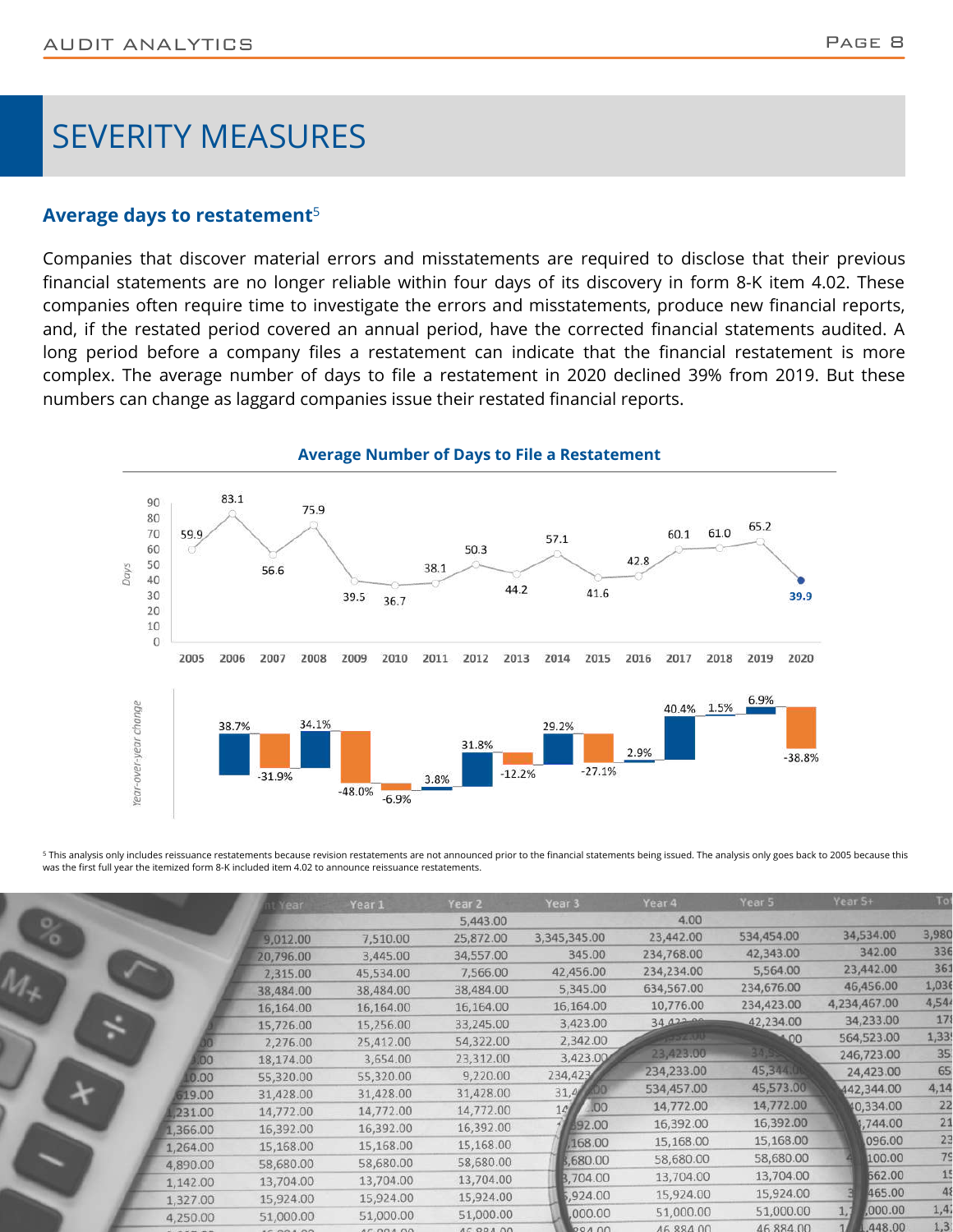# SEVERITY MEASURES

### Average days to restatement[5]

Companies that discover material errors and misstatements are required to disclose that their previous financial statements are no longer reliable within four days of its discovery in form 8-K item 4.02. These companies often require time to investigate the errors and misstatements, produce new financial reports, and, if the restated period covered an annual period, have the corrected financial statements audited. A long period before a company files a restatement can indicate that the financial restatement is more complex. The average number of days to file a restatement in 2020 declined 39% from 2019. But these numbers can change as laggard companies issue their restated financial reports.

**Average Number of Days to File a Restatement**

| Year | Days | Year-over-year change |
|---|---|---|
| 2005 | 59.9 | |
| 2006 | 83.1 | 38.7% |
| 2007 | 56.6 | -31.9% |
| 2008 | 75.9 | 34.1% |
| 2009 | 39.5 | -48.0% |
| 2010 | 36.7 | -6.9% |
| 2011 | 38.1 | 3.8% |
| 2012 | 50.3 | 31.8% |
| 2013 | 44.2 | -12.2% |
| 2014 | 57.1 | 29.2% |
| 2015 | 41.6 | -27.1% |
| 2016 | 42.8 | 2.9% |
| 2017 | 60.1 | 40.4% |
| 2018 | 61.0 | 1.5% |
| 2019 | 65.2 | 6.9% |
| 2020 | 39.9 | -38.8% |

[5] This analysis only includes reissuance restatements because revision restatements are not announced prior to the financial statements being issued. The analysis only goes back to 2005 because this was the first full year the itemized form 8-K included item 4.02 to announce reissuance restatements.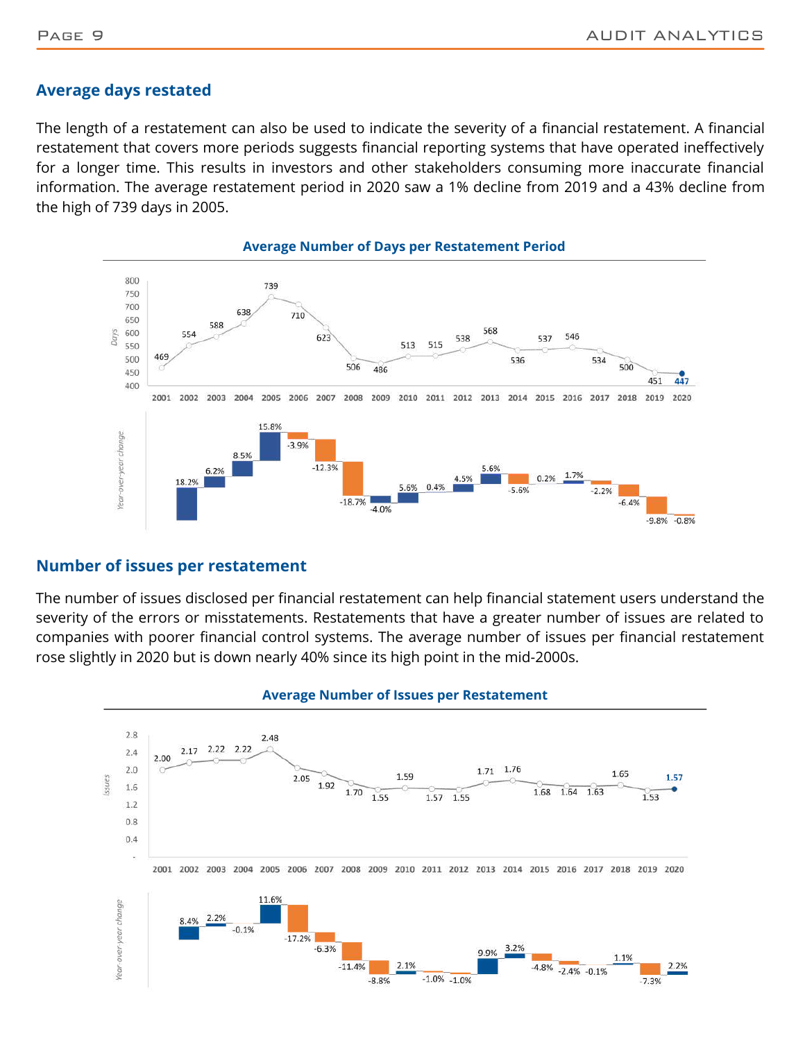## Average days restated

The length of a restatement can also be used to indicate the severity of a financial restatement. A financial restatement that covers more periods suggests financial reporting systems that have operated ineffectively for a longer time. This results in investors and other stakeholders consuming more inaccurate financial information. The average restatement period in 2020 saw a 1% decline from 2019 and a 43% decline from the high of 739 days in 2005.

**Average Number of Days per Restatement Period**

| Year | Days | Year-over-year change |
|---|---|---|
| 2001 | 469 | |
| 2002 | 554 | 18.2% |
| 2003 | 588 | 6.2% |
| 2004 | 638 | 8.5% |
| 2005 | 739 | 15.8% |
| 2006 | 710 | -3.9% |
| 2007 | 623 | -12.3% |
| 2008 | 506 | -18.7% |
| 2009 | 486 | -4.0% |
| 2010 | 513 | 5.6% |
| 2011 | 515 | 0.4% |
| 2012 | 538 | 4.5% |
| 2013 | 568 | 5.6% |
| 2014 | 536 | -5.6% |
| 2015 | 537 | 0.2% |
| 2016 | 546 | 1.7% |
| 2017 | 534 | -2.2% |
| 2018 | 500 | -6.4% |
| 2019 | 451 | -9.8% |
| 2020 | 447 | -0.8% |

## Number of issues per restatement

The number of issues disclosed per financial restatement can help financial statement users understand the severity of the errors or misstatements. Restatements that have a greater number of issues are related to companies with poorer financial control systems. The average number of issues per financial restatement rose slightly in 2020 but is down nearly 40% since its high point in the mid-2000s.

**Average Number of Issues per Restatement**

| Year | Issues | Year-over-year change |
|---|---|---|
| 2001 | 2.00 | |
| 2002 | 2.17 | 8.4% |
| 2003 | 2.22 | 2.2% |
| 2004 | 2.22 | -0.1% |
| 2005 | 2.48 | 11.6% |
| 2006 | 2.05 | -17.2% |
| 2007 | 1.92 | -6.3% |
| 2008 | 1.70 | -11.4% |
| 2009 | 1.55 | -8.8% |
| 2010 | 1.59 | 2.1% |
| 2011 | 1.57 | -1.0% |
| 2012 | 1.55 | -1.0% |
| 2013 | 1.71 | 9.9% |
| 2014 | 1.76 | 3.2% |
| 2015 | 1.68 | -4.8% |
| 2016 | 1.64 | -2.4% |
| 2017 | 1.63 | -0.1% |
| 2018 | 1.65 | 1.1% |
| 2019 | 1.53 | -7.3% |
| 2020 | 1.57 | 2.2% |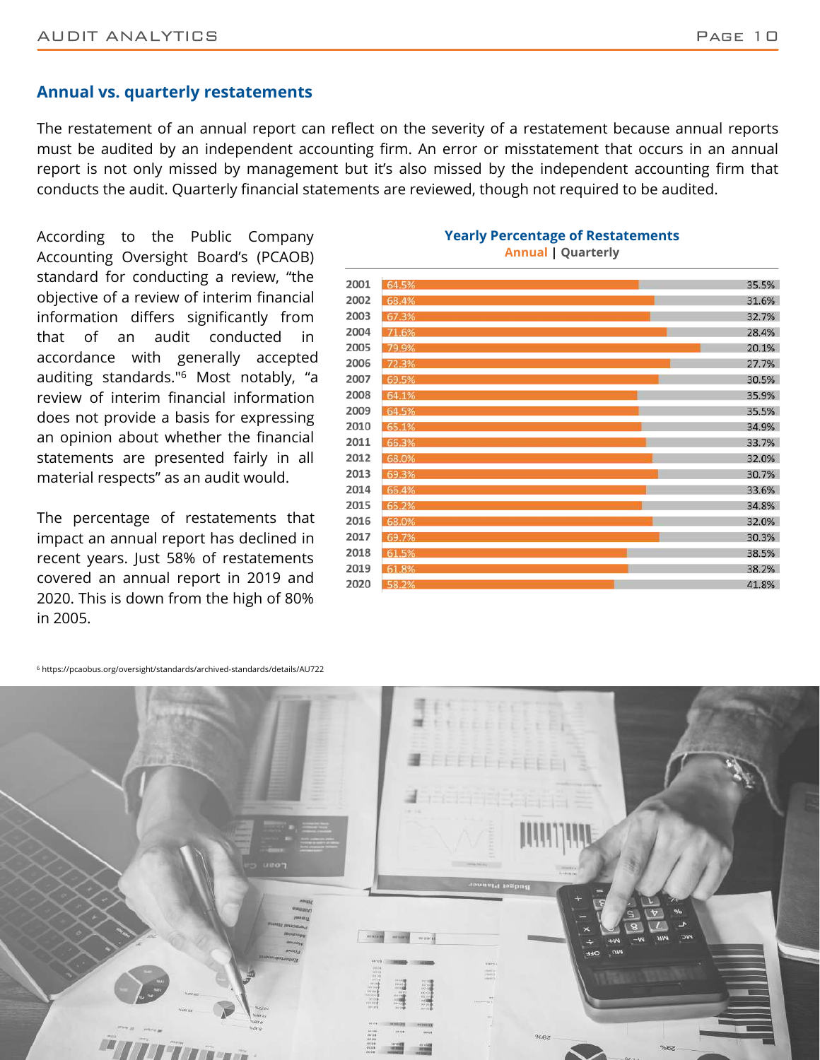## Annual vs. quarterly restatements

The restatement of an annual report can reflect on the severity of a restatement because annual reports must be audited by an independent accounting firm. An error or misstatement that occurs in an annual report is not only missed by management but it's also missed by the independent accounting firm that conducts the audit. Quarterly financial statements are reviewed, though not required to be audited.

According to the Public Company Accounting Oversight Board's (PCAOB) standard for conducting a review, "the objective of a review of interim financial information differs significantly from that of an audit conducted in accordance with generally accepted auditing standards."[6] Most notably, "a review of interim financial information does not provide a basis for expressing an opinion about whether the financial statements are presented fairly in all material respects" as an audit would.

The percentage of restatements that impact an annual report has declined in recent years. Just 58% of restatements covered an annual report in 2019 and 2020. This is down from the high of 80% in 2005.

**Yearly Percentage of Restatements**

| Year | Annual | Quarterly |
|---|---|---|
| 2001 | 64.5% | 35.5% |
| 2002 | 68.4% | 31.6% |
| 2003 | 67.3% | 32.7% |
| 2004 | 71.6% | 28.4% |
| 2005 | 79.9% | 20.1% |
| 2006 | 72.3% | 27.7% |
| 2007 | 69.5% | 30.5% |
| 2008 | 64.1% | 35.9% |
| 2009 | 64.5% | 35.5% |
| 2010 | 65.1% | 34.9% |
| 2011 | 66.3% | 33.7% |
| 2012 | 68.0% | 32.0% |
| 2013 | 69.3% | 30.7% |
| 2014 | 66.4% | 33.6% |
| 2015 | 65.2% | 34.8% |
| 2016 | 68.0% | 32.0% |
| 2017 | 69.7% | 30.3% |
| 2018 | 61.5% | 38.5% |
| 2019 | 61.8% | 38.2% |
| 2020 | 58.2% | 41.8% |

[6] https://pcaobus.org/oversight/standards/archived-standards/details/AU722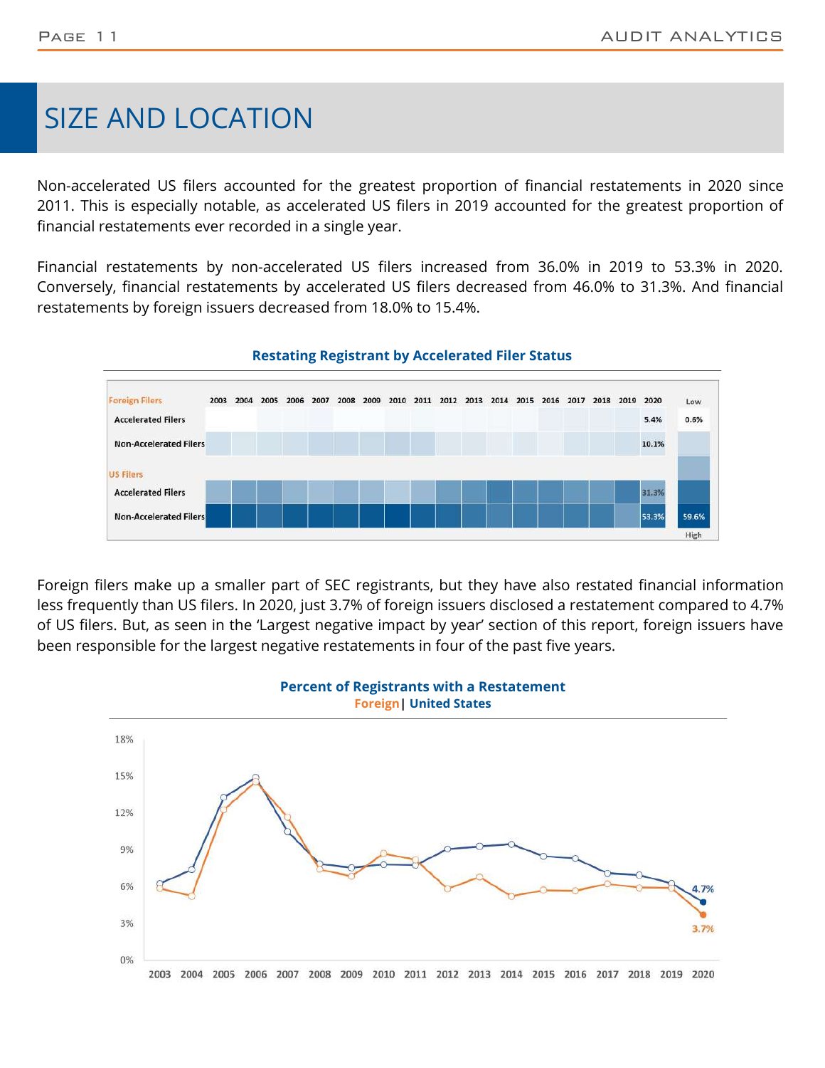# SIZE AND LOCATION

Non-accelerated US filers accounted for the greatest proportion of financial restatements in 2020 since 2011. This is especially notable, as accelerated US filers in 2019 accounted for the greatest proportion of financial restatements ever recorded in a single year.

Financial restatements by non-accelerated US filers increased from 36.0% in 2019 to 53.3% in 2020. Conversely, financial restatements by accelerated US filers decreased from 46.0% to 31.3%. And financial restatements by foreign issuers decreased from 18.0% to 15.4%.

**Restating Registrant by Accelerated Filer Status**

| | 2003 | 2004 | 2005 | 2006 | 2007 | 2008 | 2009 | 2010 | 2011 | 2012 | 2013 | 2014 | 2015 | 2016 | 2017 | 2018 | 2019 | 2020 |
|---|---|---|---|---|---|---|---|---|---|---|---|---|---|---|---|---|---|---|
| **Foreign Filers** | | | | | | | | | | | | | | | | | | |
| Accelerated Filers | | | | | | | | | | | | | | | | | | 5.4% |
| Non-Accelerated Filers | | | | | | | | | | | | | | | | | | 10.1% |
| **US Filers** | | | | | | | | | | | | | | | | | | |
| Accelerated Filers | | | | | | | | | | | | | | | | | | 31.3% |
| Non-Accelerated Filers | | | | | | | | | | | | | | | | | | 53.3% |

Low: 0.6% | High: 59.6%

Foreign filers make up a smaller part of SEC registrants, but they have also restated financial information less frequently than US filers. In 2020, just 3.7% of foreign issuers disclosed a restatement compared to 4.7% of US filers. But, as seen in the 'Largest negative impact by year' section of this report, foreign issuers have been responsible for the largest negative restatements in four of the past five years.

**Percent of Registrants with a Restatement**
**Foreign | United States**

2020: United States 4.7%, Foreign 3.7%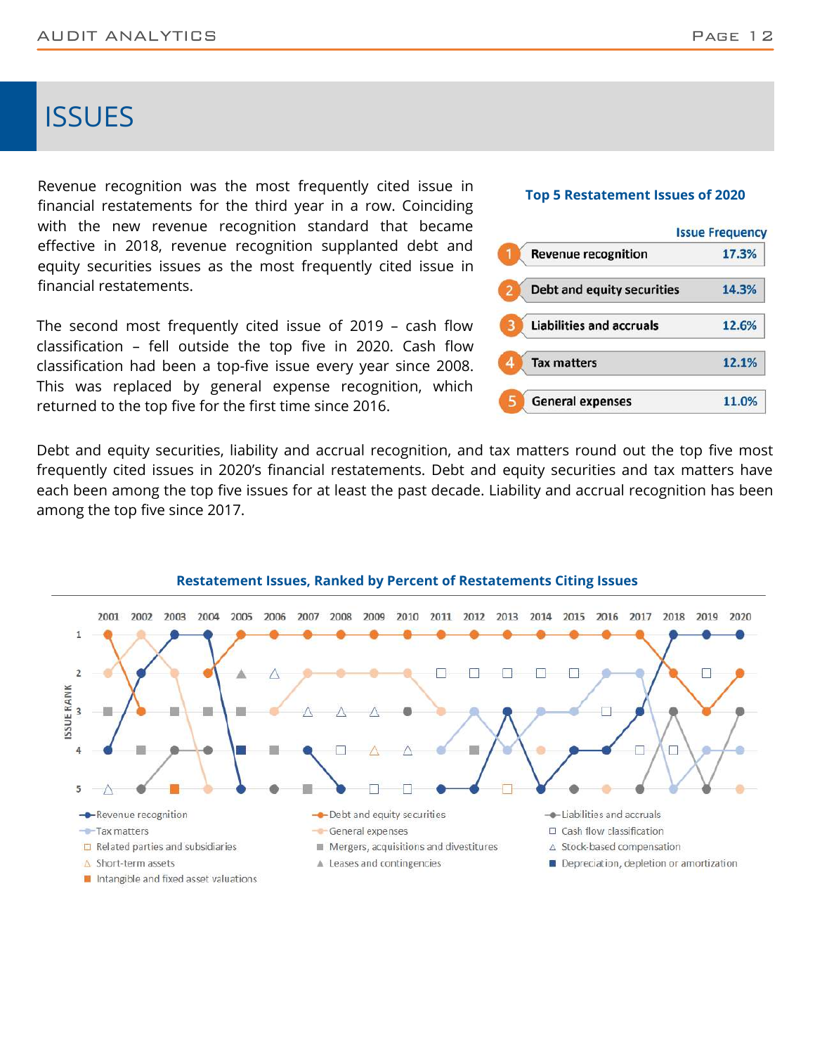# ISSUES

Revenue recognition was the most frequently cited issue in financial restatements for the third year in a row. Coinciding with the new revenue recognition standard that became effective in 2018, revenue recognition supplanted debt and equity securities issues as the most frequently cited issue in financial restatements.

The second most frequently cited issue of 2019 – cash flow classification – fell outside the top five in 2020. Cash flow classification had been a top-five issue every year since 2008. This was replaced by general expense recognition, which returned to the top five for the first time since 2016.

**Top 5 Restatement Issues of 2020**

| | Issue | Frequency |
|---|---|---|
| 1 | Revenue recognition | 17.3% |
| 2 | Debt and equity securities | 14.3% |
| 3 | Liabilities and accruals | 12.6% |
| 4 | Tax matters | 12.1% |
| 5 | General expenses | 11.0% |

Debt and equity securities, liability and accrual recognition, and tax matters round out the top five most frequently cited issues in 2020's financial restatements. Debt and equity securities and tax matters have each been among the top five issues for at least the past decade. Liability and accrual recognition has been among the top five since 2017.

**Restatement Issues, Ranked by Percent of Restatements Citing Issues**

Legend: Revenue recognition; Debt and equity securities; Liabilities and accruals; Tax matters; General expenses; Cash flow classification; Related parties and subsidiaries; Mergers, acquisitions and divestitures; Stock-based compensation; Short-term assets; Leases and contingencies; Depreciation, depletion or amortization; Intangible and fixed asset valuations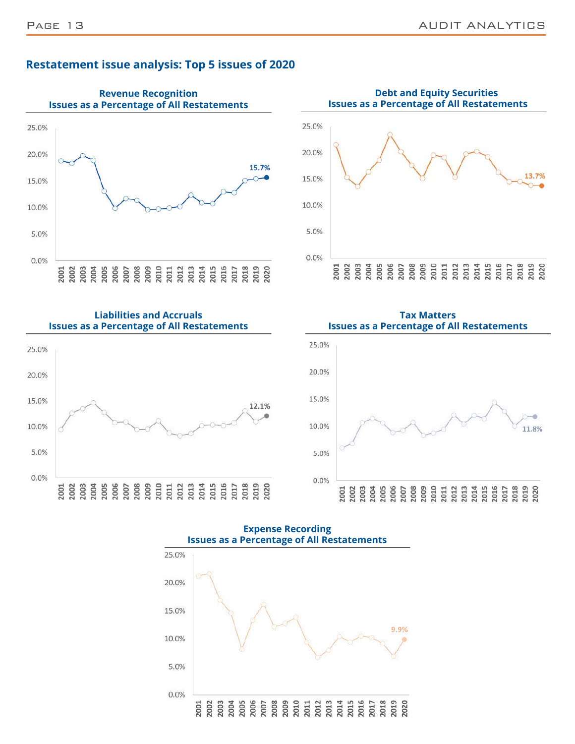## Restatement issue analysis: Top 5 issues of 2020

**Revenue Recognition**
**Issues as a Percentage of All Restatements**

15.7%

**Debt and Equity Securities**
**Issues as a Percentage of All Restatements**

13.7%

**Liabilities and Accruals**
**Issues as a Percentage of All Restatements**

12.1%

**Tax Matters**
**Issues as a Percentage of All Restatements**

11.8%

**Expense Recording**
**Issues as a Percentage of All Restatements**

9.9%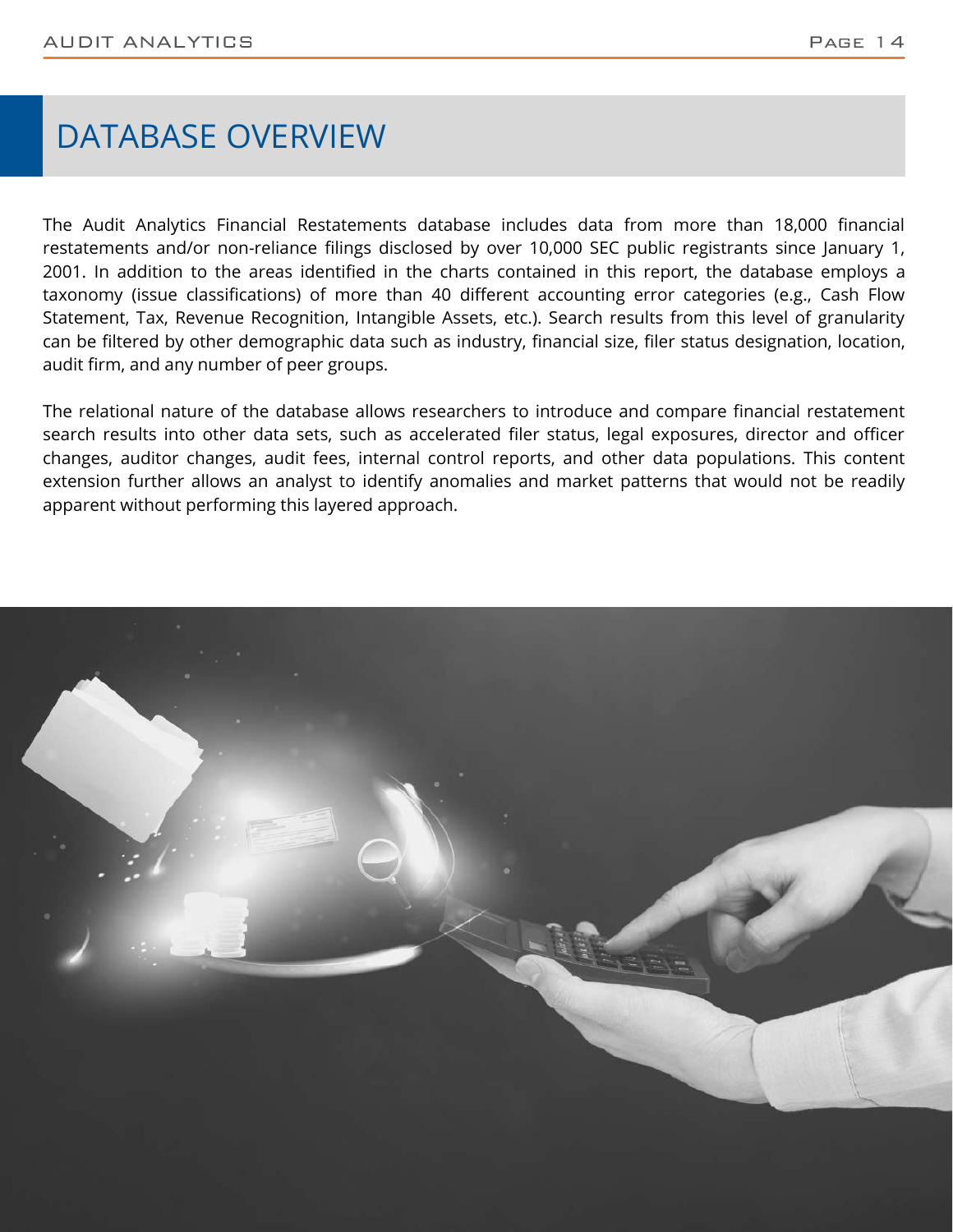# DATABASE OVERVIEW

The Audit Analytics Financial Restatements database includes data from more than 18,000 financial restatements and/or non-reliance filings disclosed by over 10,000 SEC public registrants since January 1, 2001. In addition to the areas identified in the charts contained in this report, the database employs a taxonomy (issue classifications) of more than 40 different accounting error categories (e.g., Cash Flow Statement, Tax, Revenue Recognition, Intangible Assets, etc.). Search results from this level of granularity can be filtered by other demographic data such as industry, financial size, filer status designation, location, audit firm, and any number of peer groups.

The relational nature of the database allows researchers to introduce and compare financial restatement search results into other data sets, such as accelerated filer status, legal exposures, director and officer changes, auditor changes, audit fees, internal control reports, and other data populations. This content extension further allows an analyst to identify anomalies and market patterns that would not be readily apparent without performing this layered approach.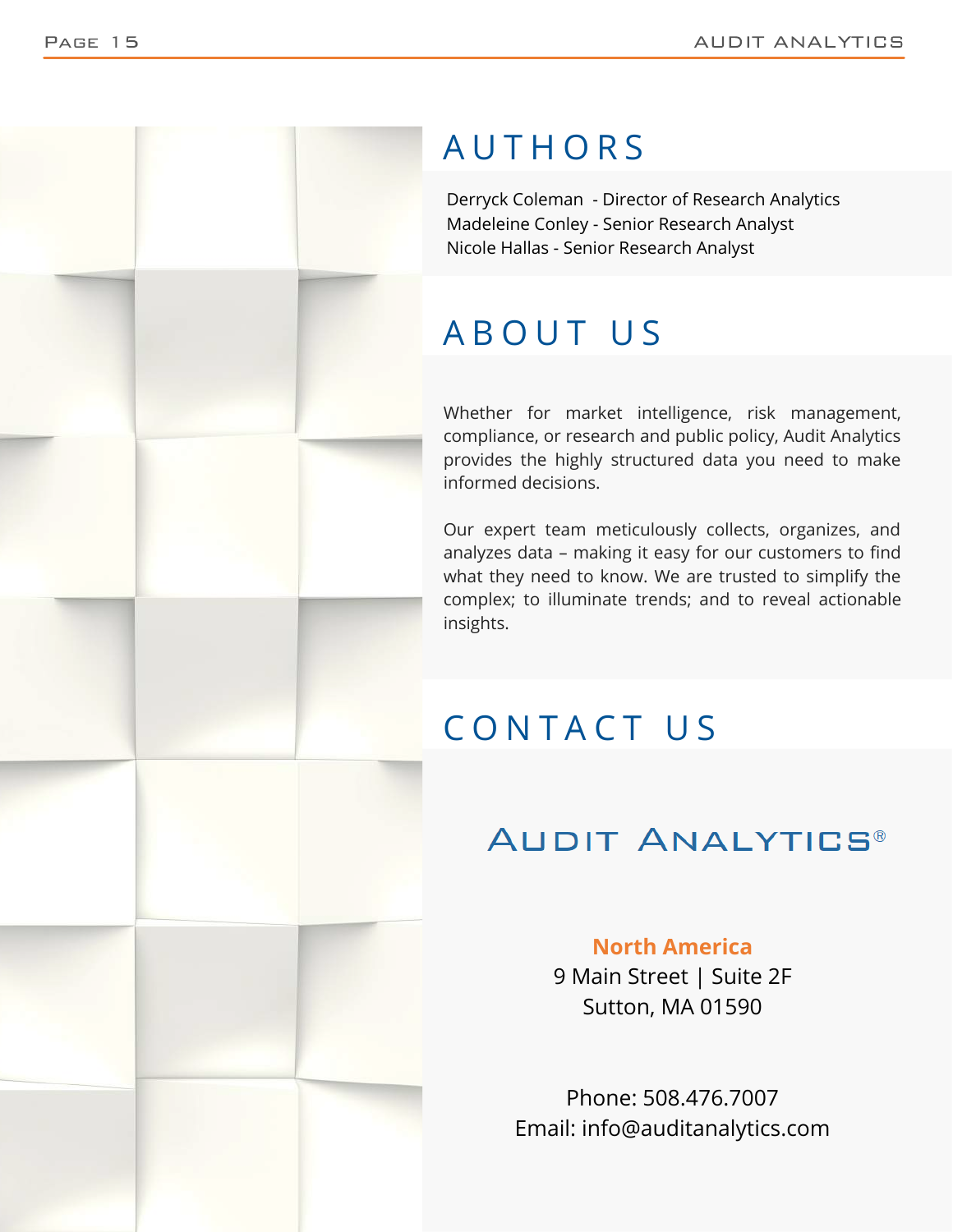# AUTHORS

Derryck Coleman - Director of Research Analytics
Madeleine Conley - Senior Research Analyst
Nicole Hallas - Senior Research Analyst

# ABOUT US

Whether for market intelligence, risk management, compliance, or research and public policy, Audit Analytics provides the highly structured data you need to make informed decisions.

Our expert team meticulously collects, organizes, and analyzes data – making it easy for our customers to find what they need to know. We are trusted to simplify the complex; to illuminate trends; and to reveal actionable insights.

# CONTACT US

AUDIT ANALYTICS®

**North America**
9 Main Street | Suite 2F
Sutton, MA 01590

Phone: 508.476.7007
Email: info@auditanalytics.com